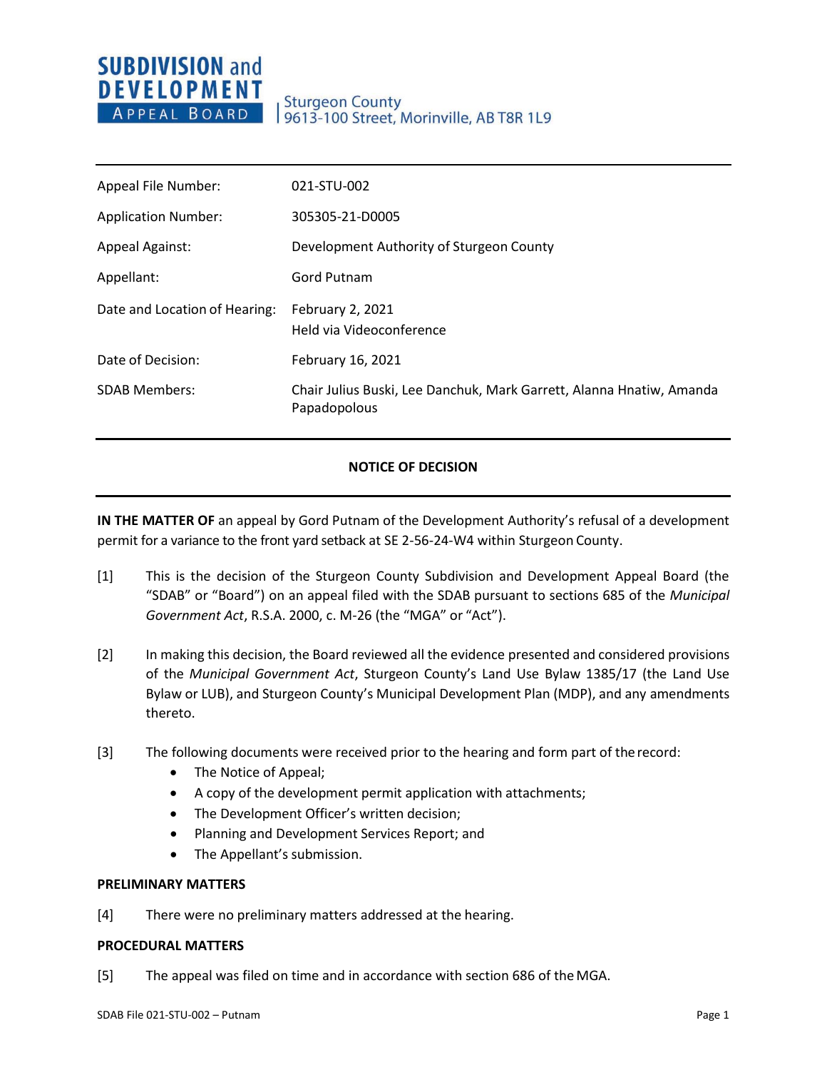**SUBDIVISION and DEVELOPMENT APPEAL BOARD**

Sturgeon County
9613-100 Street, Morinville, AB T8R 1L9

| | |
|---|---|
| Appeal File Number: | 021-STU-002 |
| Application Number: | 305305-21-D0005 |
| Appeal Against: | Development Authority of Sturgeon County |
| Appellant: | Gord Putnam |
| Date and Location of Hearing: | February 2, 2021<br>Held via Videoconference |
| Date of Decision: | February 16, 2021 |
| SDAB Members: | Chair Julius Buski, Lee Danchuk, Mark Garrett, Alanna Hnatiw, Amanda Papadopolous |

## NOTICE OF DECISION

**IN THE MATTER OF** an appeal by Gord Putnam of the Development Authority's refusal of a development permit for a variance to the front yard setback at SE 2-56-24-W4 within Sturgeon County.

[1] This is the decision of the Sturgeon County Subdivision and Development Appeal Board (the "SDAB" or "Board") on an appeal filed with the SDAB pursuant to sections 685 of the *Municipal Government Act*, R.S.A. 2000, c. M-26 (the "MGA" or "Act").

[2] In making this decision, the Board reviewed all the evidence presented and considered provisions of the *Municipal Government Act*, Sturgeon County's Land Use Bylaw 1385/17 (the Land Use Bylaw or LUB), and Sturgeon County's Municipal Development Plan (MDP), and any amendments thereto.

[3] The following documents were received prior to the hearing and form part of the record:

- The Notice of Appeal;
- A copy of the development permit application with attachments;
- The Development Officer's written decision;
- Planning and Development Services Report; and
- The Appellant's submission.

**PRELIMINARY MATTERS**

[4] There were no preliminary matters addressed at the hearing.

**PROCEDURAL MATTERS**

[5] The appeal was filed on time and in accordance with section 686 of the MGA.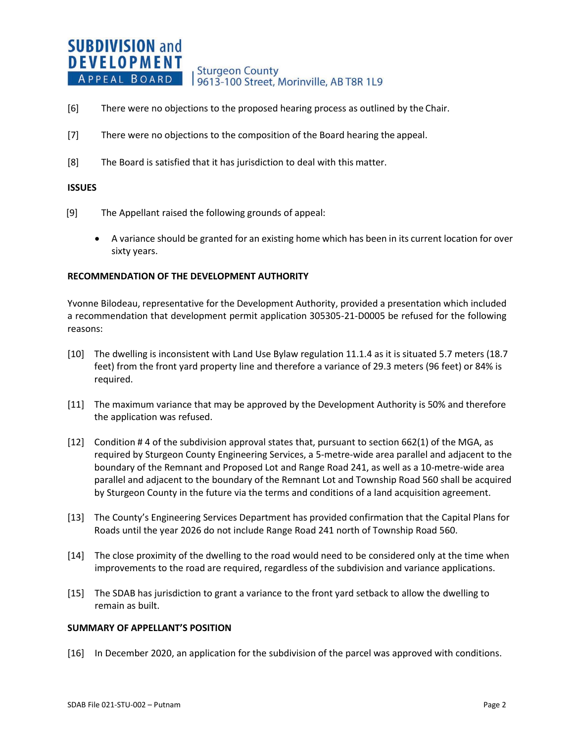[6] There were no objections to the proposed hearing process as outlined by the Chair.

[7] There were no objections to the composition of the Board hearing the appeal.

[8] The Board is satisfied that it has jurisdiction to deal with this matter.

**ISSUES**

[9] The Appellant raised the following grounds of appeal:

- A variance should be granted for an existing home which has been in its current location for over sixty years.

**RECOMMENDATION OF THE DEVELOPMENT AUTHORITY**

Yvonne Bilodeau, representative for the Development Authority, provided a presentation which included a recommendation that development permit application 305305-21-D0005 be refused for the following reasons:

[10] The dwelling is inconsistent with Land Use Bylaw regulation 11.1.4 as it is situated 5.7 meters (18.7 feet) from the front yard property line and therefore a variance of 29.3 meters (96 feet) or 84% is required.

[11] The maximum variance that may be approved by the Development Authority is 50% and therefore the application was refused.

[12] Condition # 4 of the subdivision approval states that, pursuant to section 662(1) of the MGA, as required by Sturgeon County Engineering Services, a 5-metre-wide area parallel and adjacent to the boundary of the Remnant and Proposed Lot and Range Road 241, as well as a 10-metre-wide area parallel and adjacent to the boundary of the Remnant Lot and Township Road 560 shall be acquired by Sturgeon County in the future via the terms and conditions of a land acquisition agreement.

[13] The County's Engineering Services Department has provided confirmation that the Capital Plans for Roads until the year 2026 do not include Range Road 241 north of Township Road 560.

[14] The close proximity of the dwelling to the road would need to be considered only at the time when improvements to the road are required, regardless of the subdivision and variance applications.

[15] The SDAB has jurisdiction to grant a variance to the front yard setback to allow the dwelling to remain as built.

**SUMMARY OF APPELLANT'S POSITION**

[16] In December 2020, an application for the subdivision of the parcel was approved with conditions.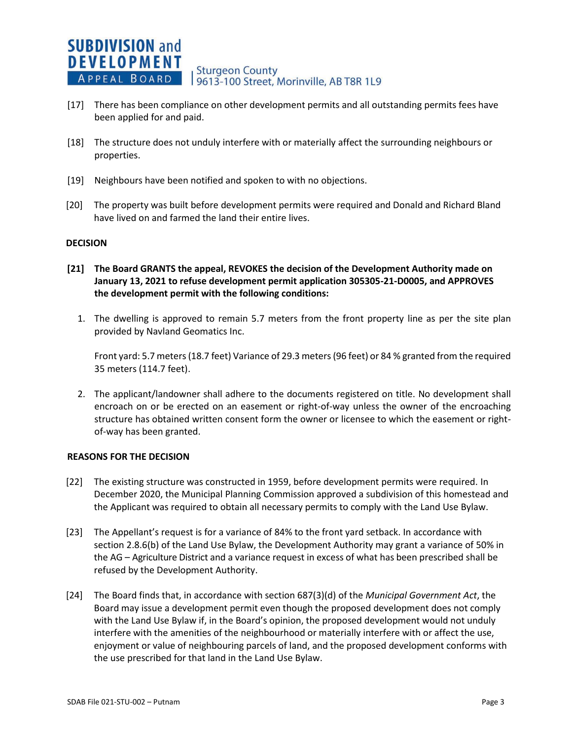[17] There has been compliance on other development permits and all outstanding permits fees have been applied for and paid.

[18] The structure does not unduly interfere with or materially affect the surrounding neighbours or properties.

[19] Neighbours have been notified and spoken to with no objections.

[20] The property was built before development permits were required and Donald and Richard Bland have lived on and farmed the land their entire lives.

## DECISION

**[21] The Board GRANTS the appeal, REVOKES the decision of the Development Authority made on January 13, 2021 to refuse development permit application 305305-21-D0005, and APPROVES the development permit with the following conditions:**

1. The dwelling is approved to remain 5.7 meters from the front property line as per the site plan provided by Navland Geomatics Inc.

   Front yard: 5.7 meters (18.7 feet) Variance of 29.3 meters (96 feet) or 84 % granted from the required 35 meters (114.7 feet).

2. The applicant/landowner shall adhere to the documents registered on title. No development shall encroach on or be erected on an easement or right-of-way unless the owner of the encroaching structure has obtained written consent form the owner or licensee to which the easement or right-of-way has been granted.

## REASONS FOR THE DECISION

[22] The existing structure was constructed in 1959, before development permits were required. In December 2020, the Municipal Planning Commission approved a subdivision of this homestead and the Applicant was required to obtain all necessary permits to comply with the Land Use Bylaw.

[23] The Appellant's request is for a variance of 84% to the front yard setback. In accordance with section 2.8.6(b) of the Land Use Bylaw, the Development Authority may grant a variance of 50% in the AG – Agriculture District and a variance request in excess of what has been prescribed shall be refused by the Development Authority.

[24] The Board finds that, in accordance with section 687(3)(d) of the *Municipal Government Act*, the Board may issue a development permit even though the proposed development does not comply with the Land Use Bylaw if, in the Board's opinion, the proposed development would not unduly interfere with the amenities of the neighbourhood or materially interfere with or affect the use, enjoyment or value of neighbouring parcels of land, and the proposed development conforms with the use prescribed for that land in the Land Use Bylaw.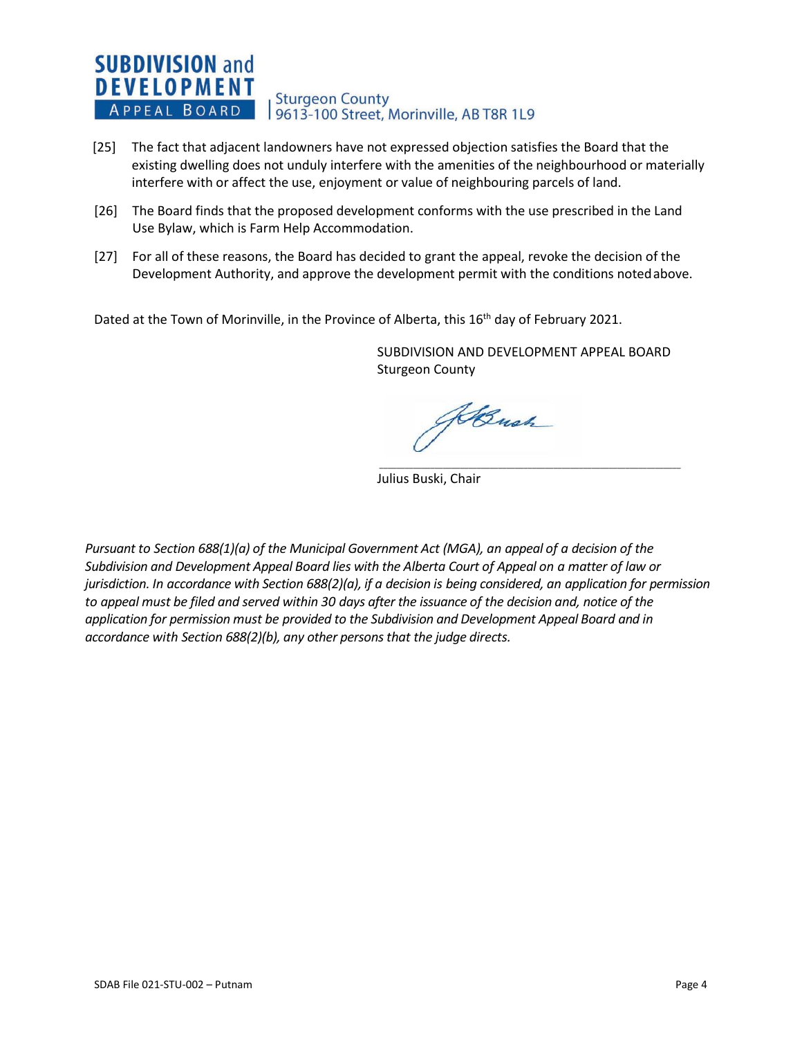[25] The fact that adjacent landowners have not expressed objection satisfies the Board that the existing dwelling does not unduly interfere with the amenities of the neighbourhood or materially interfere with or affect the use, enjoyment or value of neighbouring parcels of land.

[26] The Board finds that the proposed development conforms with the use prescribed in the Land Use Bylaw, which is Farm Help Accommodation.

[27] For all of these reasons, the Board has decided to grant the appeal, revoke the decision of the Development Authority, and approve the development permit with the conditions noted above.

Dated at the Town of Morinville, in the Province of Alberta, this 16th day of February 2021.

SUBDIVISION AND DEVELOPMENT APPEAL BOARD
Sturgeon County

Julius Buski, Chair

*Pursuant to Section 688(1)(a) of the Municipal Government Act (MGA), an appeal of a decision of the Subdivision and Development Appeal Board lies with the Alberta Court of Appeal on a matter of law or jurisdiction. In accordance with Section 688(2)(a), if a decision is being considered, an application for permission to appeal must be filed and served within 30 days after the issuance of the decision and, notice of the application for permission must be provided to the Subdivision and Development Appeal Board and in accordance with Section 688(2)(b), any other persons that the judge directs.*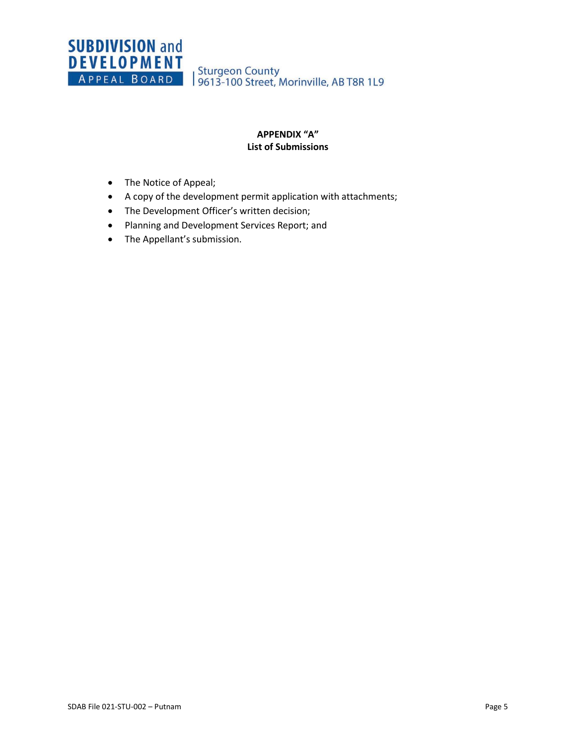**APPENDIX "A"**
**List of Submissions**

- The Notice of Appeal;
- A copy of the development permit application with attachments;
- The Development Officer's written decision;
- Planning and Development Services Report; and
- The Appellant's submission.